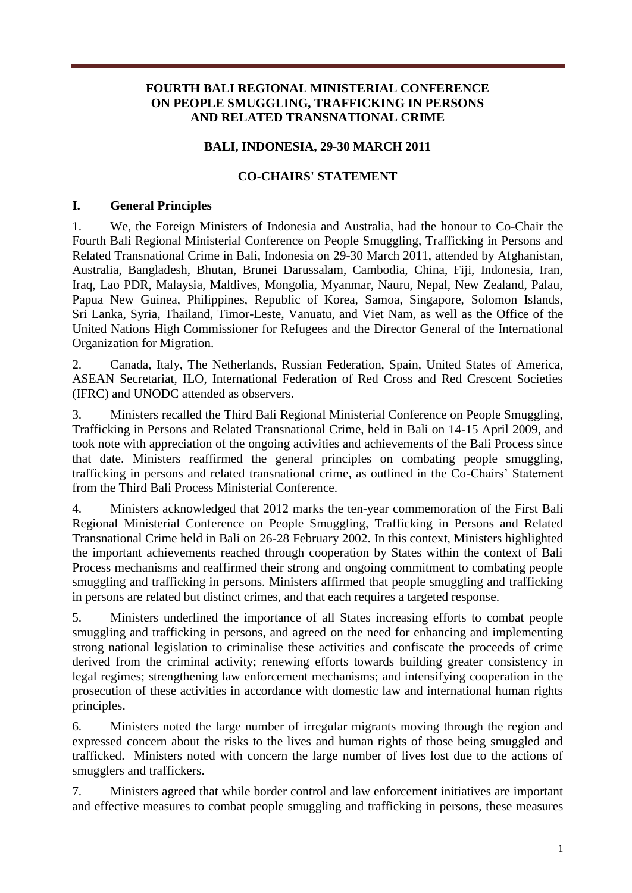# FOURTH BALI REGIONAL MINISTERIAL CONFERENCE ON PEOPLE SMUGGLING, TRAFFICKING IN PERSONS AND RELATED TRANSNATIONAL CRIME

## BALI, INDONESIA, 29-30 MARCH 2011

## CO-CHAIRS' STATEMENT

### I. General Principles

1. We, the Foreign Ministers of Indonesia and Australia, had the honour to Co-Chair the Fourth Bali Regional Ministerial Conference on People Smuggling, Trafficking in Persons and Related Transnational Crime in Bali, Indonesia on 29-30 March 2011, attended by Afghanistan, Australia, Bangladesh, Bhutan, Brunei Darussalam, Cambodia, China, Fiji, Indonesia, Iran, Iraq, Lao PDR, Malaysia, Maldives, Mongolia, Myanmar, Nauru, Nepal, New Zealand, Palau, Papua New Guinea, Philippines, Republic of Korea, Samoa, Singapore, Solomon Islands, Sri Lanka, Syria, Thailand, Timor-Leste, Vanuatu, and Viet Nam, as well as the Office of the United Nations High Commissioner for Refugees and the Director General of the International Organization for Migration.

2. Canada, Italy, The Netherlands, Russian Federation, Spain, United States of America, ASEAN Secretariat, ILO, International Federation of Red Cross and Red Crescent Societies (IFRC) and UNODC attended as observers.

3. Ministers recalled the Third Bali Regional Ministerial Conference on People Smuggling, Trafficking in Persons and Related Transnational Crime, held in Bali on 14-15 April 2009, and took note with appreciation of the ongoing activities and achievements of the Bali Process since that date. Ministers reaffirmed the general principles on combating people smuggling, trafficking in persons and related transnational crime, as outlined in the Co-Chairs' Statement from the Third Bali Process Ministerial Conference.

4. Ministers acknowledged that 2012 marks the ten-year commemoration of the First Bali Regional Ministerial Conference on People Smuggling, Trafficking in Persons and Related Transnational Crime held in Bali on 26-28 February 2002. In this context, Ministers highlighted the important achievements reached through cooperation by States within the context of Bali Process mechanisms and reaffirmed their strong and ongoing commitment to combating people smuggling and trafficking in persons. Ministers affirmed that people smuggling and trafficking in persons are related but distinct crimes, and that each requires a targeted response.

5. Ministers underlined the importance of all States increasing efforts to combat people smuggling and trafficking in persons, and agreed on the need for enhancing and implementing strong national legislation to criminalise these activities and confiscate the proceeds of crime derived from the criminal activity; renewing efforts towards building greater consistency in legal regimes; strengthening law enforcement mechanisms; and intensifying cooperation in the prosecution of these activities in accordance with domestic law and international human rights principles.

6. Ministers noted the large number of irregular migrants moving through the region and expressed concern about the risks to the lives and human rights of those being smuggled and trafficked. Ministers noted with concern the large number of lives lost due to the actions of smugglers and traffickers.

7. Ministers agreed that while border control and law enforcement initiatives are important and effective measures to combat people smuggling and trafficking in persons, these measures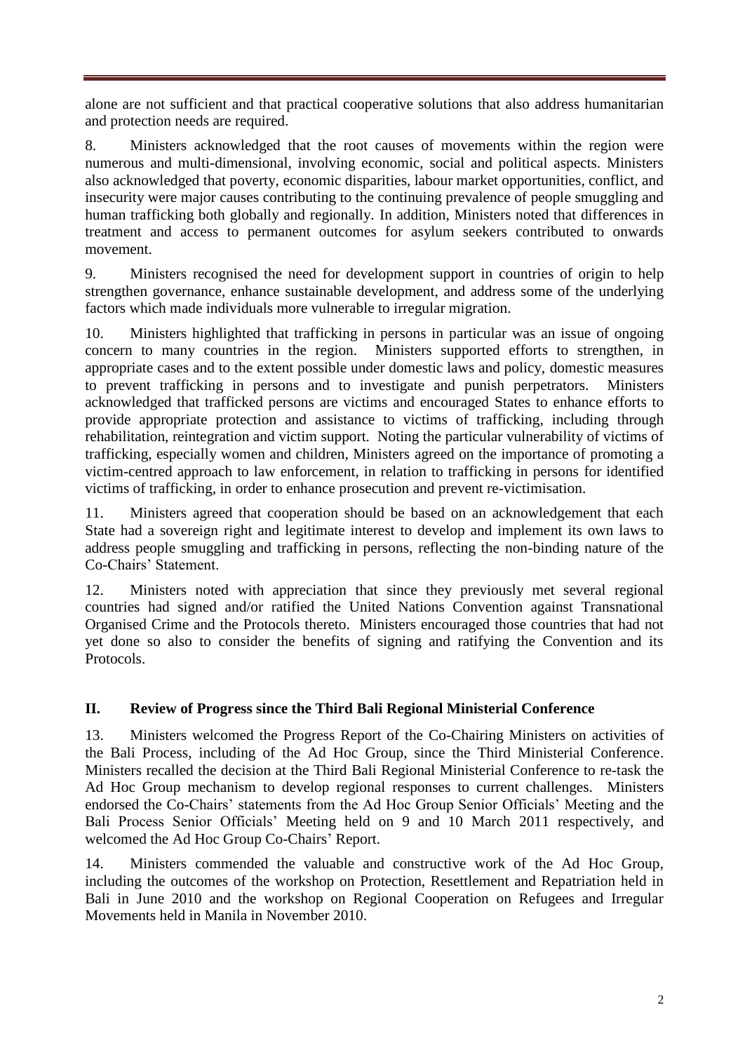alone are not sufficient and that practical cooperative solutions that also address humanitarian and protection needs are required.

8. Ministers acknowledged that the root causes of movements within the region were numerous and multi-dimensional, involving economic, social and political aspects. Ministers also acknowledged that poverty, economic disparities, labour market opportunities, conflict, and insecurity were major causes contributing to the continuing prevalence of people smuggling and human trafficking both globally and regionally. In addition, Ministers noted that differences in treatment and access to permanent outcomes for asylum seekers contributed to onwards movement.

9. Ministers recognised the need for development support in countries of origin to help strengthen governance, enhance sustainable development, and address some of the underlying factors which made individuals more vulnerable to irregular migration.

10. Ministers highlighted that trafficking in persons in particular was an issue of ongoing concern to many countries in the region. Ministers supported efforts to strengthen, in appropriate cases and to the extent possible under domestic laws and policy, domestic measures to prevent trafficking in persons and to investigate and punish perpetrators. Ministers acknowledged that trafficked persons are victims and encouraged States to enhance efforts to provide appropriate protection and assistance to victims of trafficking, including through rehabilitation, reintegration and victim support. Noting the particular vulnerability of victims of trafficking, especially women and children, Ministers agreed on the importance of promoting a victim-centred approach to law enforcement, in relation to trafficking in persons for identified victims of trafficking, in order to enhance prosecution and prevent re-victimisation.

11. Ministers agreed that cooperation should be based on an acknowledgement that each State had a sovereign right and legitimate interest to develop and implement its own laws to address people smuggling and trafficking in persons, reflecting the non-binding nature of the Co-Chairs' Statement.

12. Ministers noted with appreciation that since they previously met several regional countries had signed and/or ratified the United Nations Convention against Transnational Organised Crime and the Protocols thereto. Ministers encouraged those countries that had not yet done so also to consider the benefits of signing and ratifying the Convention and its Protocols.

## II. Review of Progress since the Third Bali Regional Ministerial Conference

13. Ministers welcomed the Progress Report of the Co-Chairing Ministers on activities of the Bali Process, including of the Ad Hoc Group, since the Third Ministerial Conference. Ministers recalled the decision at the Third Bali Regional Ministerial Conference to re-task the Ad Hoc Group mechanism to develop regional responses to current challenges. Ministers endorsed the Co-Chairs' statements from the Ad Hoc Group Senior Officials' Meeting and the Bali Process Senior Officials' Meeting held on 9 and 10 March 2011 respectively, and welcomed the Ad Hoc Group Co-Chairs' Report.

14. Ministers commended the valuable and constructive work of the Ad Hoc Group, including the outcomes of the workshop on Protection, Resettlement and Repatriation held in Bali in June 2010 and the workshop on Regional Cooperation on Refugees and Irregular Movements held in Manila in November 2010.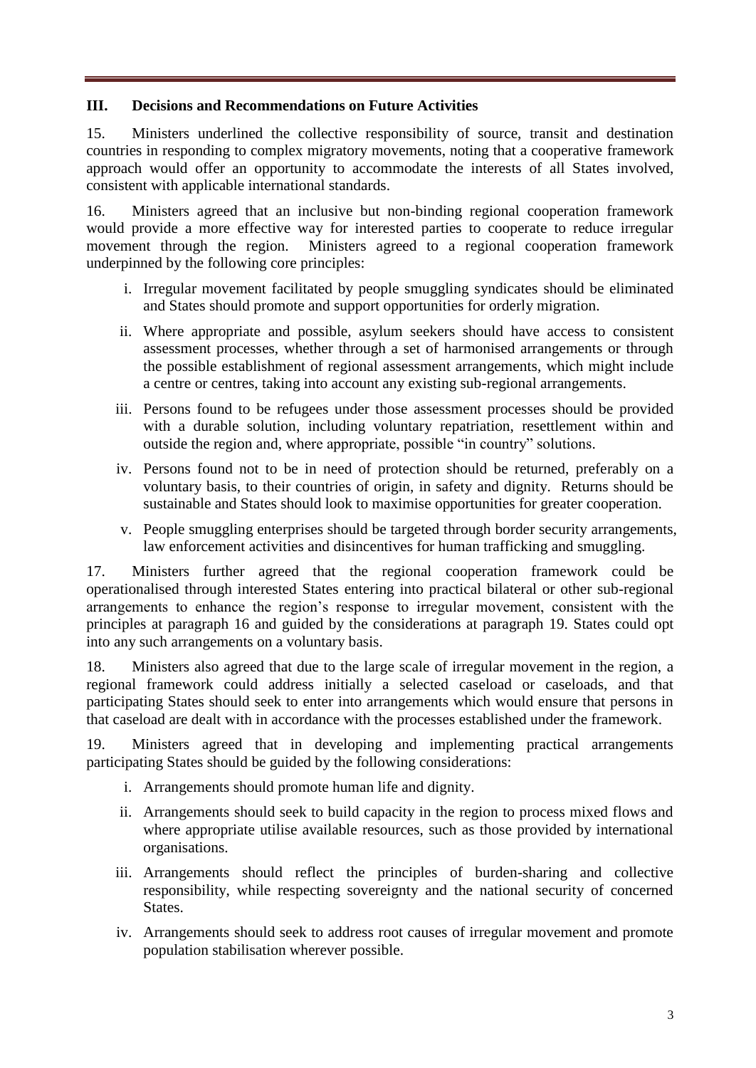## III. Decisions and Recommendations on Future Activities

15. Ministers underlined the collective responsibility of source, transit and destination countries in responding to complex migratory movements, noting that a cooperative framework approach would offer an opportunity to accommodate the interests of all States involved, consistent with applicable international standards.

16. Ministers agreed that an inclusive but non-binding regional cooperation framework would provide a more effective way for interested parties to cooperate to reduce irregular movement through the region. Ministers agreed to a regional cooperation framework underpinned by the following core principles:

i. Irregular movement facilitated by people smuggling syndicates should be eliminated and States should promote and support opportunities for orderly migration.

ii. Where appropriate and possible, asylum seekers should have access to consistent assessment processes, whether through a set of harmonised arrangements or through the possible establishment of regional assessment arrangements, which might include a centre or centres, taking into account any existing sub-regional arrangements.

iii. Persons found to be refugees under those assessment processes should be provided with a durable solution, including voluntary repatriation, resettlement within and outside the region and, where appropriate, possible "in country" solutions.

iv. Persons found not to be in need of protection should be returned, preferably on a voluntary basis, to their countries of origin, in safety and dignity. Returns should be sustainable and States should look to maximise opportunities for greater cooperation.

v. People smuggling enterprises should be targeted through border security arrangements, law enforcement activities and disincentives for human trafficking and smuggling.

17. Ministers further agreed that the regional cooperation framework could be operationalised through interested States entering into practical bilateral or other sub-regional arrangements to enhance the region's response to irregular movement, consistent with the principles at paragraph 16 and guided by the considerations at paragraph 19. States could opt into any such arrangements on a voluntary basis.

18. Ministers also agreed that due to the large scale of irregular movement in the region, a regional framework could address initially a selected caseload or caseloads, and that participating States should seek to enter into arrangements which would ensure that persons in that caseload are dealt with in accordance with the processes established under the framework.

19. Ministers agreed that in developing and implementing practical arrangements participating States should be guided by the following considerations:

i. Arrangements should promote human life and dignity.

ii. Arrangements should seek to build capacity in the region to process mixed flows and where appropriate utilise available resources, such as those provided by international organisations.

iii. Arrangements should reflect the principles of burden-sharing and collective responsibility, while respecting sovereignty and the national security of concerned States.

iv. Arrangements should seek to address root causes of irregular movement and promote population stabilisation wherever possible.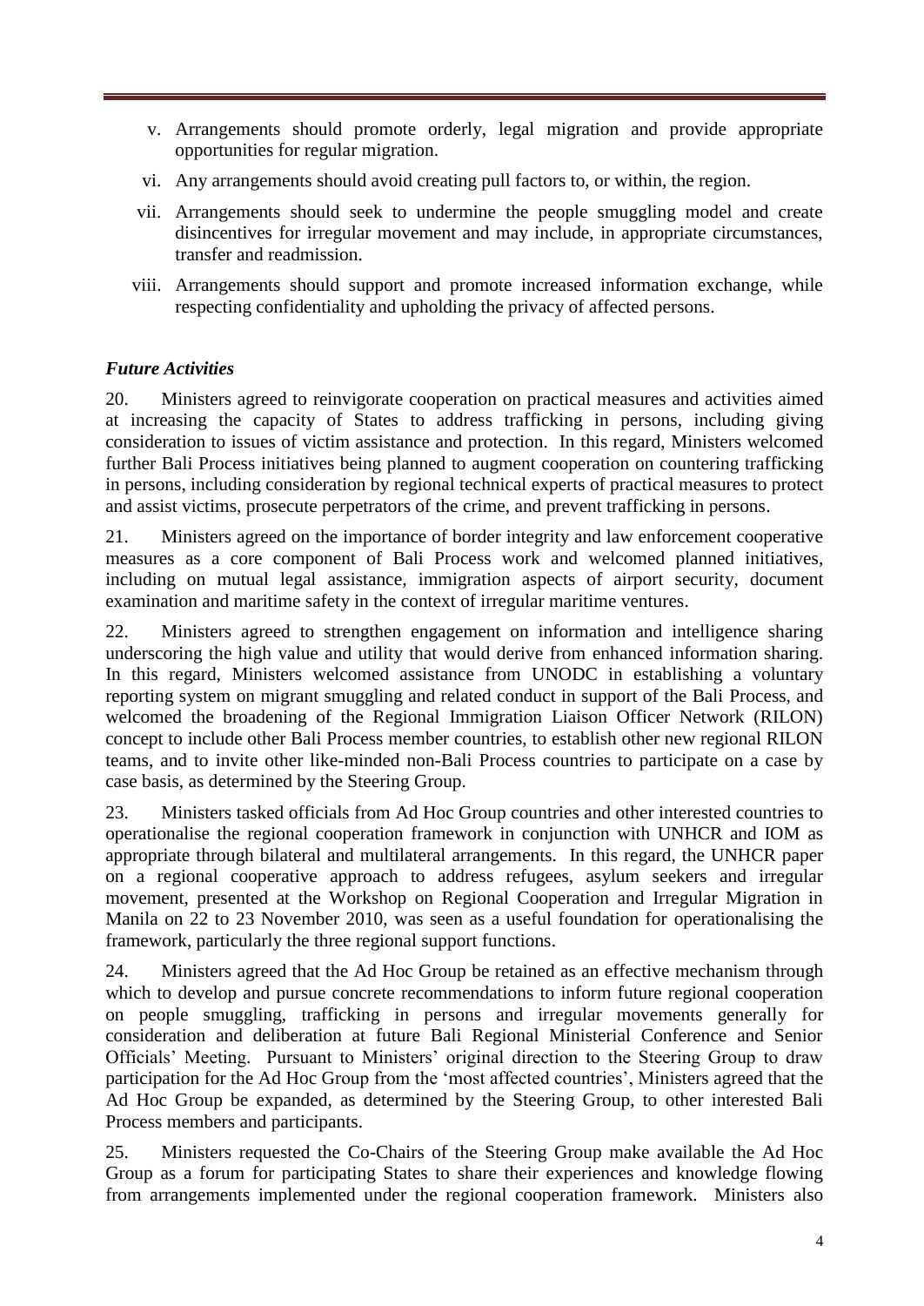v. Arrangements should promote orderly, legal migration and provide appropriate opportunities for regular migration.

vi. Any arrangements should avoid creating pull factors to, or within, the region.

vii. Arrangements should seek to undermine the people smuggling model and create disincentives for irregular movement and may include, in appropriate circumstances, transfer and readmission.

viii. Arrangements should support and promote increased information exchange, while respecting confidentiality and upholding the privacy of affected persons.

### *Future Activities*

20. Ministers agreed to reinvigorate cooperation on practical measures and activities aimed at increasing the capacity of States to address trafficking in persons, including giving consideration to issues of victim assistance and protection. In this regard, Ministers welcomed further Bali Process initiatives being planned to augment cooperation on countering trafficking in persons, including consideration by regional technical experts of practical measures to protect and assist victims, prosecute perpetrators of the crime, and prevent trafficking in persons.

21. Ministers agreed on the importance of border integrity and law enforcement cooperative measures as a core component of Bali Process work and welcomed planned initiatives, including on mutual legal assistance, immigration aspects of airport security, document examination and maritime safety in the context of irregular maritime ventures.

22. Ministers agreed to strengthen engagement on information and intelligence sharing underscoring the high value and utility that would derive from enhanced information sharing. In this regard, Ministers welcomed assistance from UNODC in establishing a voluntary reporting system on migrant smuggling and related conduct in support of the Bali Process, and welcomed the broadening of the Regional Immigration Liaison Officer Network (RILON) concept to include other Bali Process member countries, to establish other new regional RILON teams, and to invite other like-minded non-Bali Process countries to participate on a case by case basis, as determined by the Steering Group.

23. Ministers tasked officials from Ad Hoc Group countries and other interested countries to operationalise the regional cooperation framework in conjunction with UNHCR and IOM as appropriate through bilateral and multilateral arrangements. In this regard, the UNHCR paper on a regional cooperative approach to address refugees, asylum seekers and irregular movement, presented at the Workshop on Regional Cooperation and Irregular Migration in Manila on 22 to 23 November 2010, was seen as a useful foundation for operationalising the framework, particularly the three regional support functions.

24. Ministers agreed that the Ad Hoc Group be retained as an effective mechanism through which to develop and pursue concrete recommendations to inform future regional cooperation on people smuggling, trafficking in persons and irregular movements generally for consideration and deliberation at future Bali Regional Ministerial Conference and Senior Officials' Meeting. Pursuant to Ministers' original direction to the Steering Group to draw participation for the Ad Hoc Group from the 'most affected countries', Ministers agreed that the Ad Hoc Group be expanded, as determined by the Steering Group, to other interested Bali Process members and participants.

25. Ministers requested the Co-Chairs of the Steering Group make available the Ad Hoc Group as a forum for participating States to share their experiences and knowledge flowing from arrangements implemented under the regional cooperation framework. Ministers also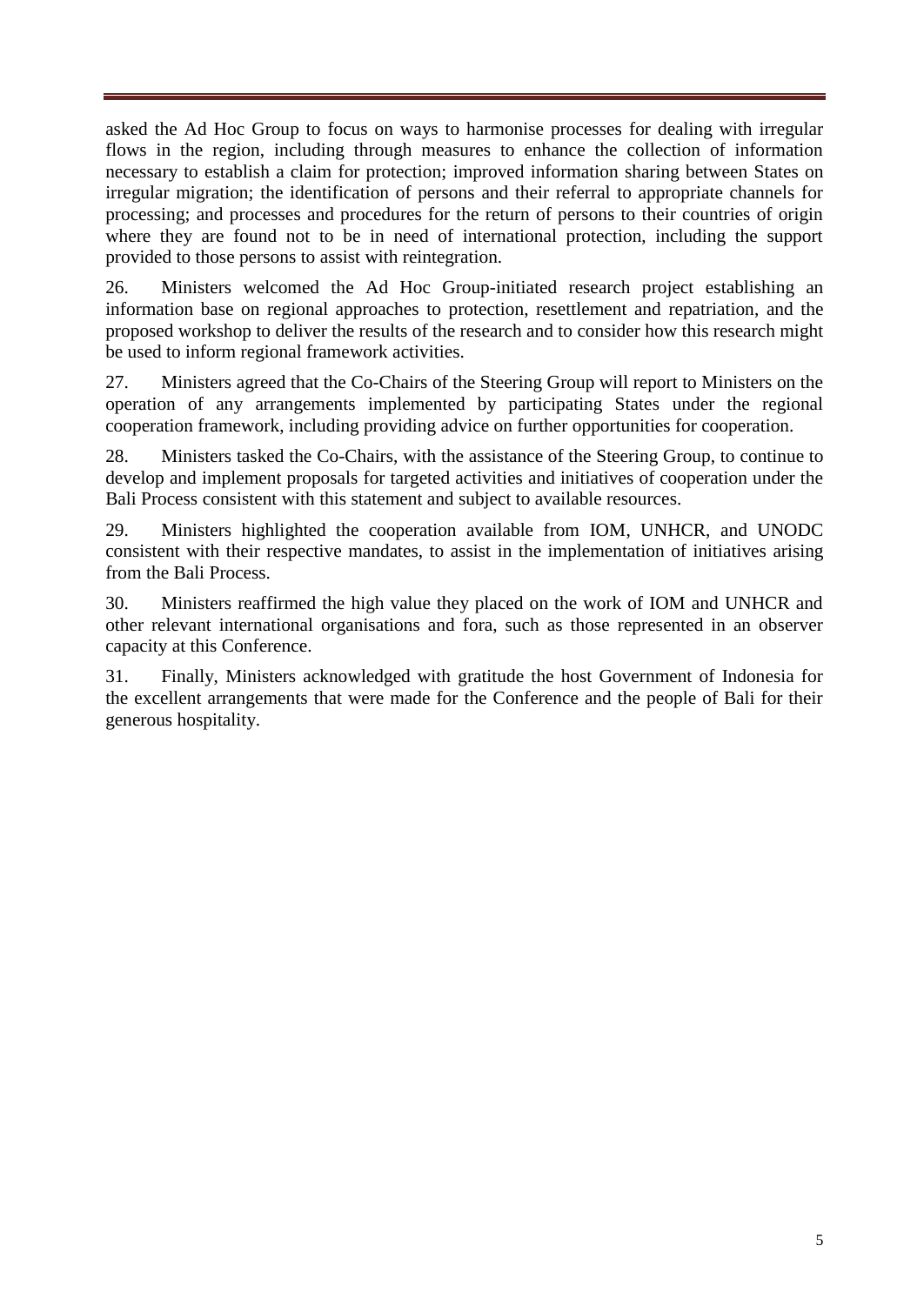asked the Ad Hoc Group to focus on ways to harmonise processes for dealing with irregular flows in the region, including through measures to enhance the collection of information necessary to establish a claim for protection; improved information sharing between States on irregular migration; the identification of persons and their referral to appropriate channels for processing; and processes and procedures for the return of persons to their countries of origin where they are found not to be in need of international protection, including the support provided to those persons to assist with reintegration.

26. Ministers welcomed the Ad Hoc Group-initiated research project establishing an information base on regional approaches to protection, resettlement and repatriation, and the proposed workshop to deliver the results of the research and to consider how this research might be used to inform regional framework activities.

27. Ministers agreed that the Co-Chairs of the Steering Group will report to Ministers on the operation of any arrangements implemented by participating States under the regional cooperation framework, including providing advice on further opportunities for cooperation.

28. Ministers tasked the Co-Chairs, with the assistance of the Steering Group, to continue to develop and implement proposals for targeted activities and initiatives of cooperation under the Bali Process consistent with this statement and subject to available resources.

29. Ministers highlighted the cooperation available from IOM, UNHCR, and UNODC consistent with their respective mandates, to assist in the implementation of initiatives arising from the Bali Process.

30. Ministers reaffirmed the high value they placed on the work of IOM and UNHCR and other relevant international organisations and fora, such as those represented in an observer capacity at this Conference.

31. Finally, Ministers acknowledged with gratitude the host Government of Indonesia for the excellent arrangements that were made for the Conference and the people of Bali for their generous hospitality.